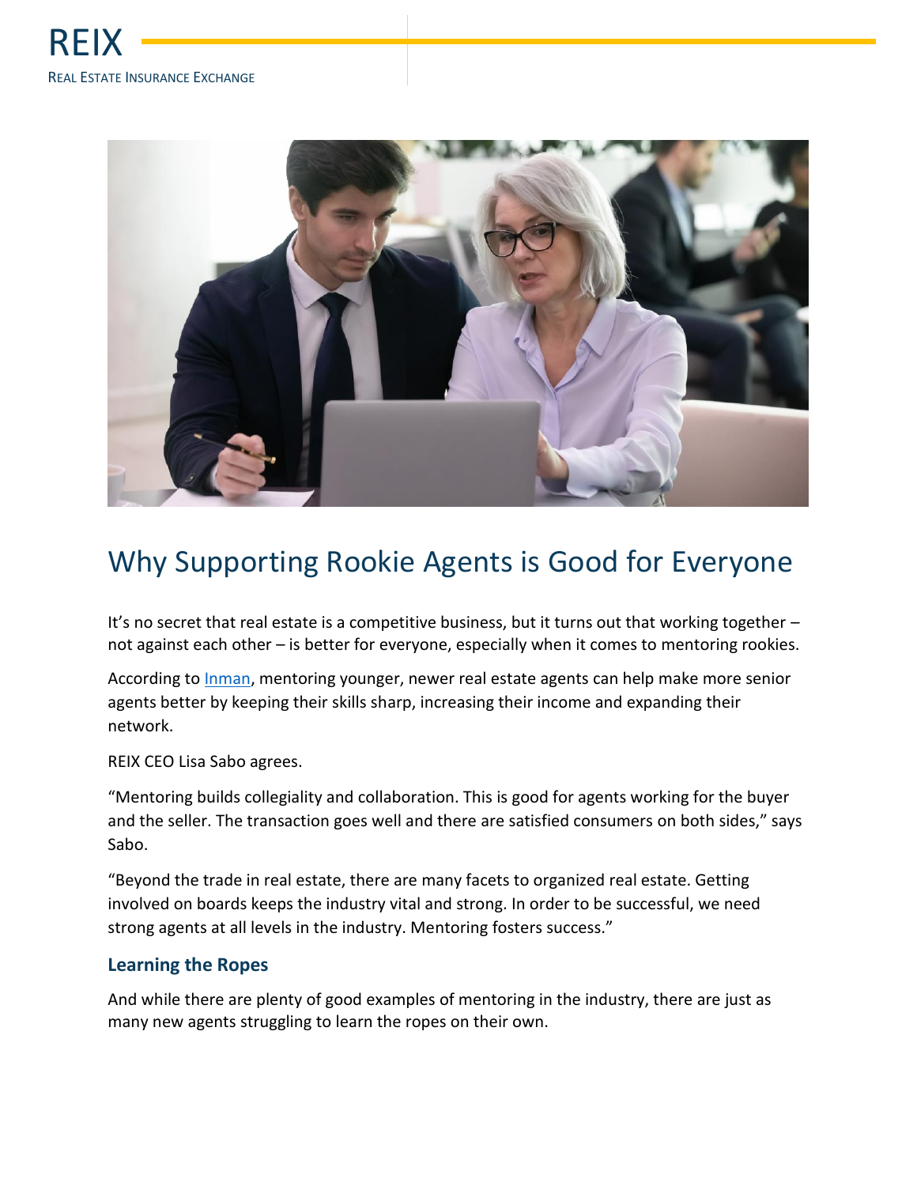REIX

REAL ESTATE INSURANCE EXCHANGE

# Why Supporting Rookie Agents is Good for Everyone

It's no secret that real estate is a competitive business, but it turns out that working together – not against each other – is better for everyone, especially when it comes to mentoring rookies.

According to Inman, mentoring younger, newer real estate agents can help make more senior agents better by keeping their skills sharp, increasing their income and expanding their network.

REIX CEO Lisa Sabo agrees.

"Mentoring builds collegiality and collaboration. This is good for agents working for the buyer and the seller. The transaction goes well and there are satisfied consumers on both sides," says Sabo.

"Beyond the trade in real estate, there are many facets to organized real estate. Getting involved on boards keeps the industry vital and strong. In order to be successful, we need strong agents at all levels in the industry. Mentoring fosters success."

### Learning the Ropes

And while there are plenty of good examples of mentoring in the industry, there are just as many new agents struggling to learn the ropes on their own.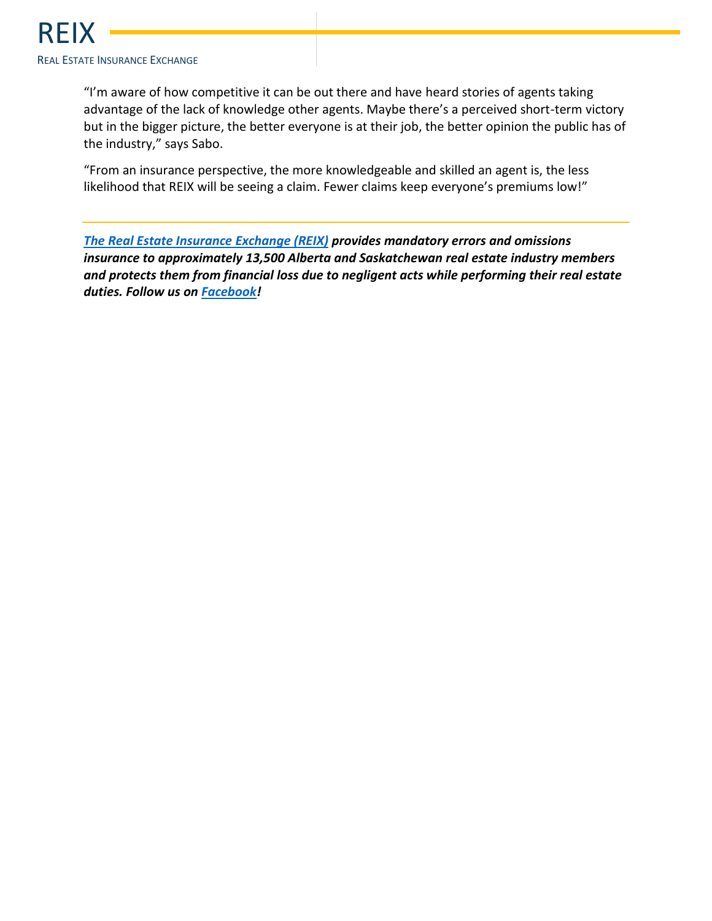"I'm aware of how competitive it can be out there and have heard stories of agents taking advantage of the lack of knowledge other agents. Maybe there's a perceived short-term victory but in the bigger picture, the better everyone is at their job, the better opinion the public has of the industry," says Sabo.

"From an insurance perspective, the more knowledgeable and skilled an agent is, the less likelihood that REIX will be seeing a claim. Fewer claims keep everyone's premiums low!"

---

***The Real Estate Insurance Exchange (REIX) provides mandatory errors and omissions insurance to approximately 13,500 Alberta and Saskatchewan real estate industry members and protects them from financial loss due to negligent acts while performing their real estate duties. Follow us on Facebook!***